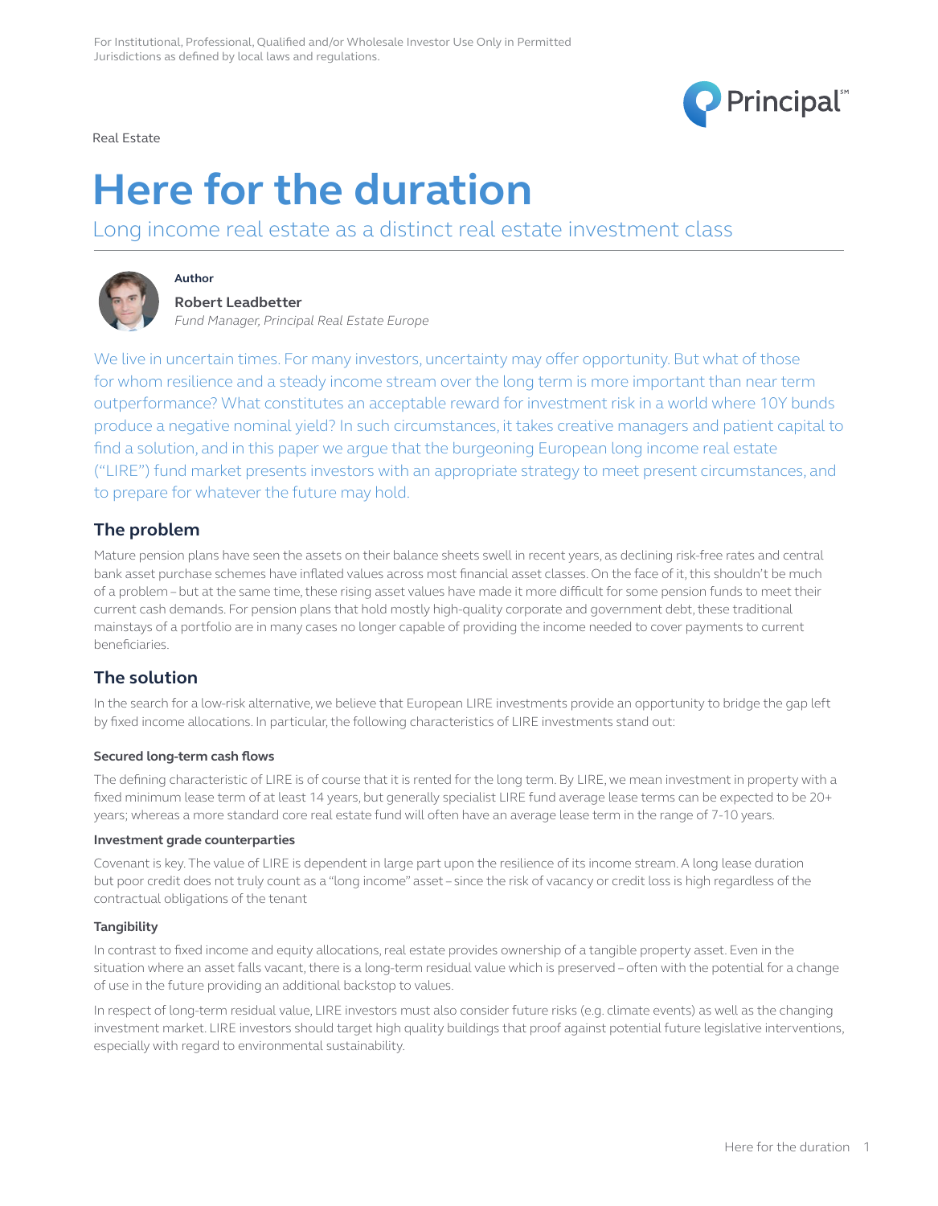For Institutional, Professional, Qualified and/or Wholesale Investor Use Only in Permitted Jurisdictions as defined by local laws and regulations.

Real Estate

# Here for the duration

## Long income real estate as a distinct real estate investment class

**Author**

**Robert Leadbetter**
*Fund Manager, Principal Real Estate Europe*

We live in uncertain times. For many investors, uncertainty may offer opportunity. But what of those for whom resilience and a steady income stream over the long term is more important than near term outperformance? What constitutes an acceptable reward for investment risk in a world where 10Y bunds produce a negative nominal yield? In such circumstances, it takes creative managers and patient capital to find a solution, and in this paper we argue that the burgeoning European long income real estate ("LIRE") fund market presents investors with an appropriate strategy to meet present circumstances, and to prepare for whatever the future may hold.

## The problem

Mature pension plans have seen the assets on their balance sheets swell in recent years, as declining risk-free rates and central bank asset purchase schemes have inflated values across most financial asset classes. On the face of it, this shouldn't be much of a problem – but at the same time, these rising asset values have made it more difficult for some pension funds to meet their current cash demands. For pension plans that hold mostly high-quality corporate and government debt, these traditional mainstays of a portfolio are in many cases no longer capable of providing the income needed to cover payments to current beneficiaries.

## The solution

In the search for a low-risk alternative, we believe that European LIRE investments provide an opportunity to bridge the gap left by fixed income allocations. In particular, the following characteristics of LIRE investments stand out:

#### Secured long-term cash flows

The defining characteristic of LIRE is of course that it is rented for the long term. By LIRE, we mean investment in property with a fixed minimum lease term of at least 14 years, but generally specialist LIRE fund average lease terms can be expected to be 20+ years; whereas a more standard core real estate fund will often have an average lease term in the range of 7-10 years.

#### Investment grade counterparties

Covenant is key. The value of LIRE is dependent in large part upon the resilience of its income stream. A long lease duration but poor credit does not truly count as a "long income" asset – since the risk of vacancy or credit loss is high regardless of the contractual obligations of the tenant

#### Tangibility

In contrast to fixed income and equity allocations, real estate provides ownership of a tangible property asset. Even in the situation where an asset falls vacant, there is a long-term residual value which is preserved – often with the potential for a change of use in the future providing an additional backstop to values.

In respect of long-term residual value, LIRE investors must also consider future risks (e.g. climate events) as well as the changing investment market. LIRE investors should target high quality buildings that proof against potential future legislative interventions, especially with regard to environmental sustainability.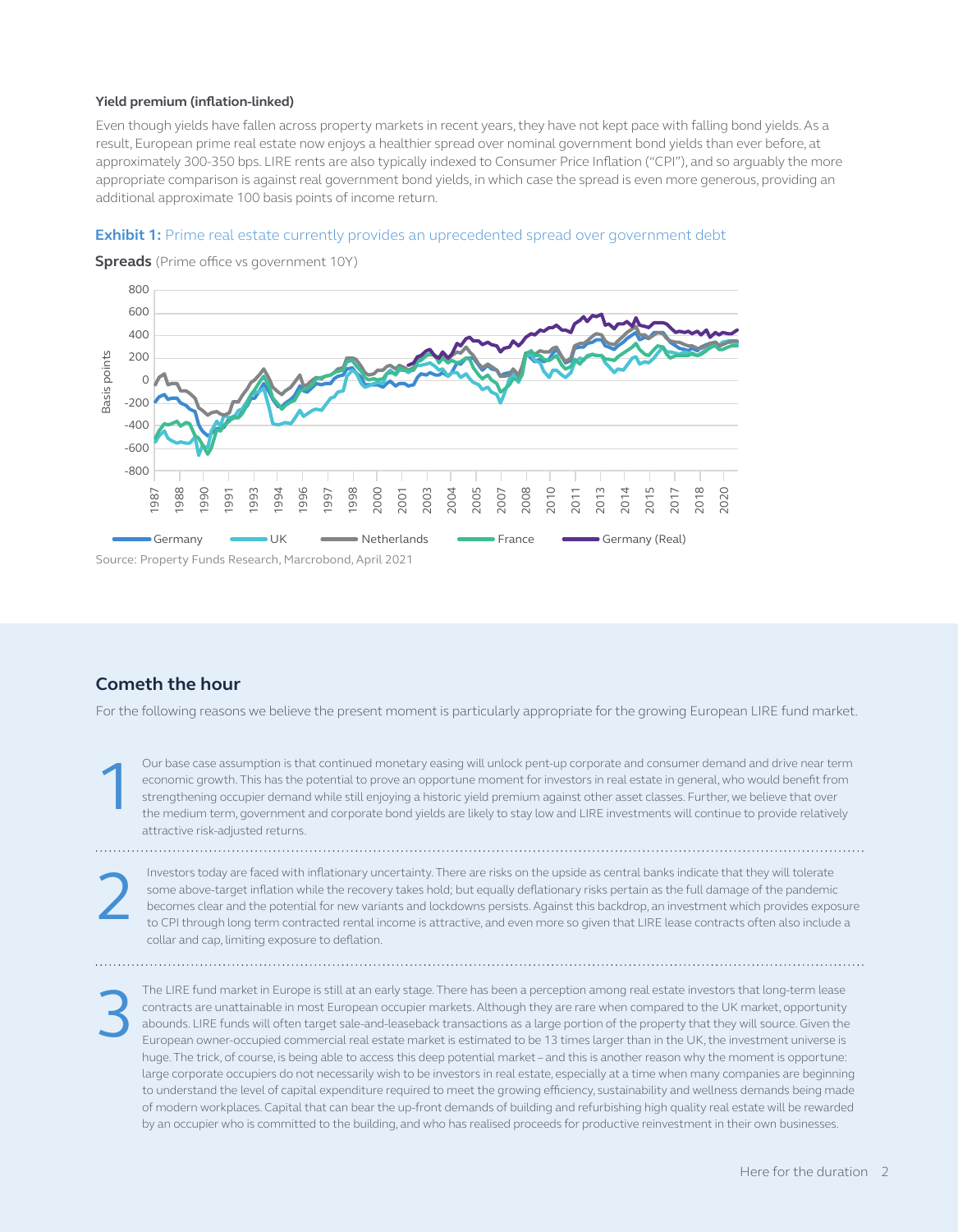### Yield premium (inflation-linked)

Even though yields have fallen across property markets in recent years, they have not kept pace with falling bond yields. As a result, European prime real estate now enjoys a healthier spread over nominal government bond yields than ever before, at approximately 300-350 bps. LIRE rents are also typically indexed to Consumer Price Inflation ("CPI"), and so arguably the more appropriate comparison is against real government bond yields, in which case the spread is even more generous, providing an additional approximate 100 basis points of income return.

**Exhibit 1:** Prime real estate currently provides an uprecedented spread over government debt

**Spreads** (Prime office vs government 10Y)

Source: Property Funds Research, Marcrobond, April 2021

## Cometh the hour

For the following reasons we believe the present moment is particularly appropriate for the growing European LIRE fund market.

1. Our base case assumption is that continued monetary easing will unlock pent-up corporate and consumer demand and drive near term economic growth. This has the potential to prove an opportune moment for investors in real estate in general, who would benefit from strengthening occupier demand while still enjoying a historic yield premium against other asset classes. Further, we believe that over the medium term, government and corporate bond yields are likely to stay low and LIRE investments will continue to provide relatively attractive risk-adjusted returns.

2. Investors today are faced with inflationary uncertainty. There are risks on the upside as central banks indicate that they will tolerate some above-target inflation while the recovery takes hold; but equally deflationary risks pertain as the full damage of the pandemic becomes clear and the potential for new variants and lockdowns persists. Against this backdrop, an investment which provides exposure to CPI through long term contracted rental income is attractive, and even more so given that LIRE lease contracts often also include a collar and cap, limiting exposure to deflation.

3. The LIRE fund market in Europe is still at an early stage. There has been a perception among real estate investors that long-term lease contracts are unattainable in most European occupier markets. Although they are rare when compared to the UK market, opportunity abounds. LIRE funds will often target sale-and-leaseback transactions as a large portion of the property that they will source. Given the European owner-occupied commercial real estate market is estimated to be 13 times larger than in the UK, the investment universe is huge. The trick, of course, is being able to access this deep potential market – and this is another reason why the moment is opportune: large corporate occupiers do not necessarily wish to be investors in real estate, especially at a time when many companies are beginning to understand the level of capital expenditure required to meet the growing efficiency, sustainability and wellness demands being made of modern workplaces. Capital that can bear the up-front demands of building and refurbishing high quality real estate will be rewarded by an occupier who is committed to the building, and who has realised proceeds for productive reinvestment in their own businesses.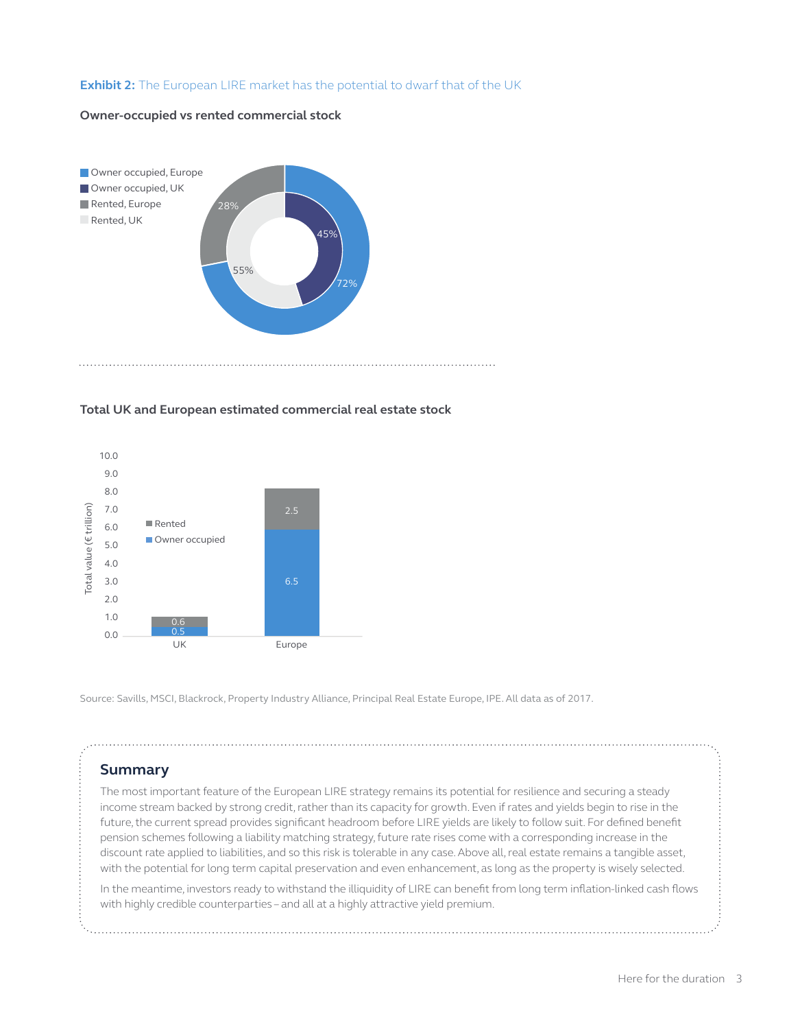**Exhibit 2:** The European LIRE market has the potential to dwarf that of the UK

**Owner-occupied vs rented commercial stock**

| Category | Share |
| --- | --- |
| Owner occupied, Europe | 72% |
| Owner occupied, UK | 45% |
| Rented, Europe | 28% |
| Rented, UK | 55% |

**Total UK and European estimated commercial real estate stock**

Total value (€ trillion)

| | Owner occupied | Rented |
| --- | --- | --- |
| UK | 0.5 | 0.6 |
| Europe | 6.5 | 2.5 |

Source: Savills, MSCI, Blackrock, Property Industry Alliance, Principal Real Estate Europe, IPE. All data as of 2017.

## Summary

The most important feature of the European LIRE strategy remains its potential for resilience and securing a steady income stream backed by strong credit, rather than its capacity for growth. Even if rates and yields begin to rise in the future, the current spread provides significant headroom before LIRE yields are likely to follow suit. For defined benefit pension schemes following a liability matching strategy, future rate rises come with a corresponding increase in the discount rate applied to liabilities, and so this risk is tolerable in any case. Above all, real estate remains a tangible asset, with the potential for long term capital preservation and even enhancement, as long as the property is wisely selected.

In the meantime, investors ready to withstand the illiquidity of LIRE can benefit from long term inflation-linked cash flows with highly credible counterparties – and all at a highly attractive yield premium.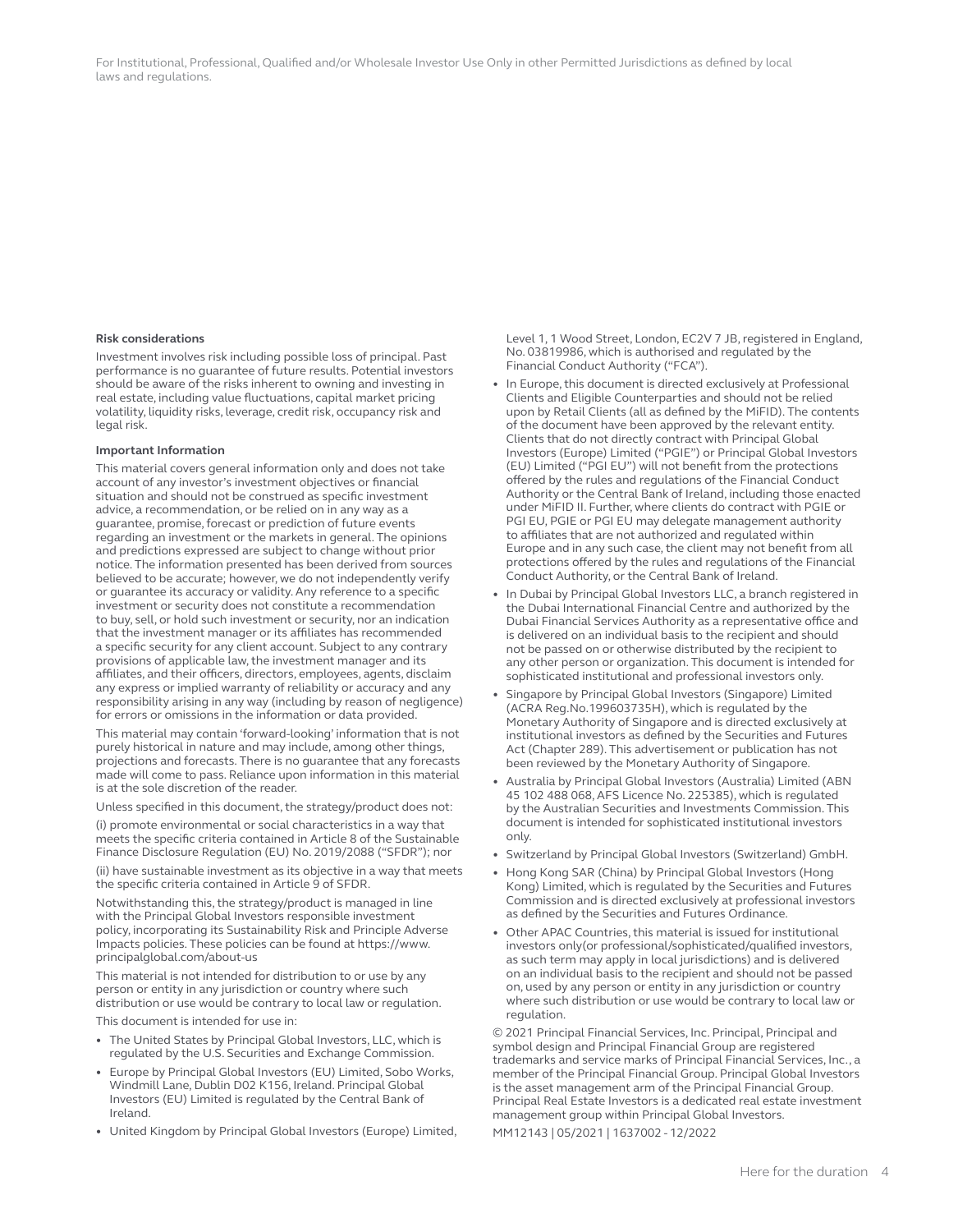For Institutional, Professional, Qualified and/or Wholesale Investor Use Only in other Permitted Jurisdictions as defined by local laws and regulations.

**Risk considerations**

Investment involves risk including possible loss of principal. Past performance is no guarantee of future results. Potential investors should be aware of the risks inherent to owning and investing in real estate, including value fluctuations, capital market pricing volatility, liquidity risks, leverage, credit risk, occupancy risk and legal risk.

**Important Information**

This material covers general information only and does not take account of any investor's investment objectives or financial situation and should not be construed as specific investment advice, a recommendation, or be relied on in any way as a guarantee, promise, forecast or prediction of future events regarding an investment or the markets in general. The opinions and predictions expressed are subject to change without prior notice. The information presented has been derived from sources believed to be accurate; however, we do not independently verify or guarantee its accuracy or validity. Any reference to a specific investment or security does not constitute a recommendation to buy, sell, or hold such investment or security, nor an indication that the investment manager or its affiliates has recommended a specific security for any client account. Subject to any contrary provisions of applicable law, the investment manager and its affiliates, and their officers, directors, employees, agents, disclaim any express or implied warranty of reliability or accuracy and any responsibility arising in any way (including by reason of negligence) for errors or omissions in the information or data provided.

This material may contain 'forward-looking' information that is not purely historical in nature and may include, among other things, projections and forecasts. There is no guarantee that any forecasts made will come to pass. Reliance upon information in this material is at the sole discretion of the reader.

Unless specified in this document, the strategy/product does not:

(i) promote environmental or social characteristics in a way that meets the specific criteria contained in Article 8 of the Sustainable Finance Disclosure Regulation (EU) No. 2019/2088 ("SFDR"); nor

(ii) have sustainable investment as its objective in a way that meets the specific criteria contained in Article 9 of SFDR.

Notwithstanding this, the strategy/product is managed in line with the Principal Global Investors responsible investment policy, incorporating its Sustainability Risk and Principle Adverse Impacts policies. These policies can be found at https://www.principalglobal.com/about-us

This material is not intended for distribution to or use by any person or entity in any jurisdiction or country where such distribution or use would be contrary to local law or regulation.

This document is intended for use in:

- The United States by Principal Global Investors, LLC, which is regulated by the U.S. Securities and Exchange Commission.
- Europe by Principal Global Investors (EU) Limited, Sobo Works, Windmill Lane, Dublin D02 K156, Ireland. Principal Global Investors (EU) Limited is regulated by the Central Bank of Ireland.
- United Kingdom by Principal Global Investors (Europe) Limited, Level 1, 1 Wood Street, London, EC2V 7 JB, registered in England, No. 03819986, which is authorised and regulated by the Financial Conduct Authority ("FCA").
- In Europe, this document is directed exclusively at Professional Clients and Eligible Counterparties and should not be relied upon by Retail Clients (all as defined by the MiFID). The contents of the document have been approved by the relevant entity. Clients that do not directly contract with Principal Global Investors (Europe) Limited ("PGIE") or Principal Global Investors (EU) Limited ("PGI EU") will not benefit from the protections offered by the rules and regulations of the Financial Conduct Authority or the Central Bank of Ireland, including those enacted under MiFID II. Further, where clients do contract with PGIE or PGI EU, PGIE or PGI EU may delegate management authority to affiliates that are not authorized and regulated within Europe and in any such case, the client may not benefit from all protections offered by the rules and regulations of the Financial Conduct Authority, or the Central Bank of Ireland.
- In Dubai by Principal Global Investors LLC, a branch registered in the Dubai International Financial Centre and authorized by the Dubai Financial Services Authority as a representative office and is delivered on an individual basis to the recipient and should not be passed on or otherwise distributed by the recipient to any other person or organization. This document is intended for sophisticated institutional and professional investors only.
- Singapore by Principal Global Investors (Singapore) Limited (ACRA Reg.No.199603735H), which is regulated by the Monetary Authority of Singapore and is directed exclusively at institutional investors as defined by the Securities and Futures Act (Chapter 289). This advertisement or publication has not been reviewed by the Monetary Authority of Singapore.
- Australia by Principal Global Investors (Australia) Limited (ABN 45 102 488 068, AFS Licence No. 225385), which is regulated by the Australian Securities and Investments Commission. This document is intended for sophisticated institutional investors only.
- Switzerland by Principal Global Investors (Switzerland) GmbH.
- Hong Kong SAR (China) by Principal Global Investors (Hong Kong) Limited, which is regulated by the Securities and Futures Commission and is directed exclusively at professional investors as defined by the Securities and Futures Ordinance.
- Other APAC Countries, this material is issued for institutional investors only(or professional/sophisticated/qualified investors, as such term may apply in local jurisdictions) and is delivered on an individual basis to the recipient and should not be passed on, used by any person or entity in any jurisdiction or country where such distribution or use would be contrary to local law or regulation.

© 2021 Principal Financial Services, Inc. Principal, Principal and symbol design and Principal Financial Group are registered trademarks and service marks of Principal Financial Services, Inc., a member of the Principal Financial Group. Principal Global Investors is the asset management arm of the Principal Financial Group. Principal Real Estate Investors is a dedicated real estate investment management group within Principal Global Investors.

MM12143 | 05/2021 | 1637002 - 12/2022